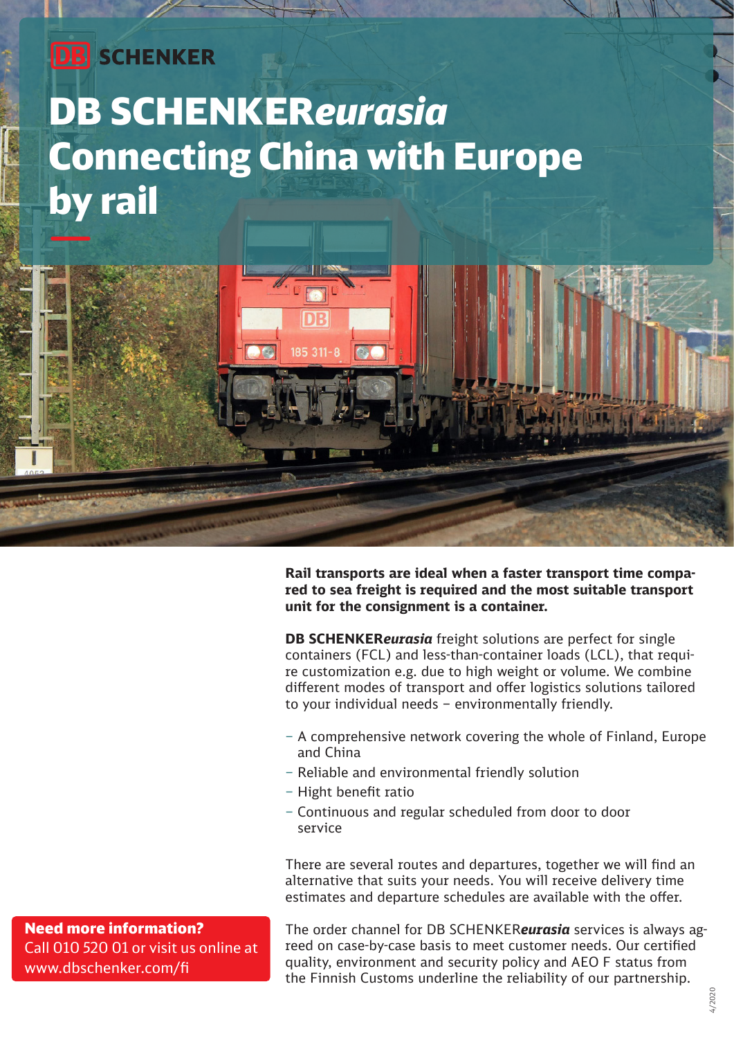DB SCHENKER

# DB SCHENKER*eurasia* Connecting China with Europe by rail

**Rail transports are ideal when a faster transport time compared to sea freight is required and the most suitable transport unit for the consignment is a container.**

**DB SCHENKER*eurasia*** freight solutions are perfect for single containers (FCL) and less-than-container loads (LCL), that require customization e.g. due to high weight or volume. We combine different modes of transport and offer logistics solutions tailored to your individual needs – environmentally friendly.

- A comprehensive network covering the whole of Finland, Europe and China
- Reliable and environmental friendly solution
- Hight benefit ratio
- Continuous and regular scheduled from door to door service

There are several routes and departures, together we will find an alternative that suits your needs. You will receive delivery time estimates and departure schedules are available with the offer.

The order channel for DB SCHENKER***eurasia*** services is always agreed on case-by-case basis to meet customer needs. Our certified quality, environment and security policy and AEO F status from the Finnish Customs underline the reliability of our partnership.

**Need more information?**
Call 010 520 01 or visit us online at www.dbschenker.com/fi

4/2020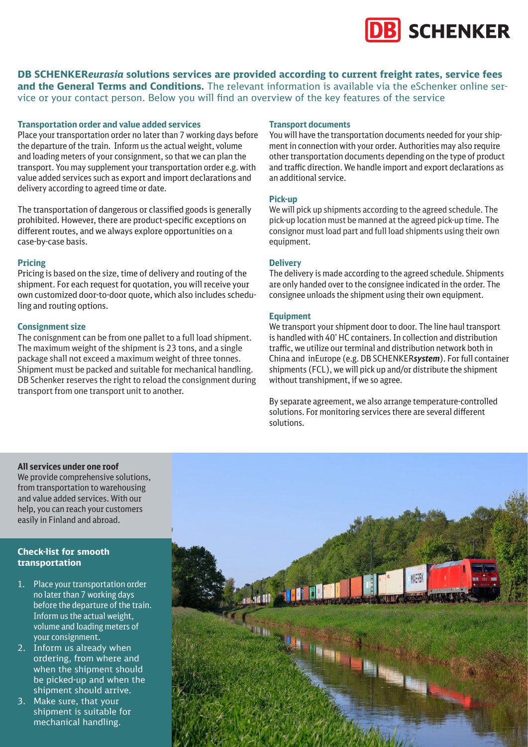**DB SCHENKER*eurasia* solutions services are provided according to current freight rates, service fees and the General Terms and Conditions.** The relevant information is available via the eSchenker online service or your contact person. Below you will find an overview of the key features of the service

### Transportation order and value added services

Place your transportation order no later than 7 working days before the departure of the train. Inform us the actual weight, volume and loading meters of your consignment, so that we can plan the transport. You may supplement your transportation order e.g. with value added services such as export and import declarations and delivery according to agreed time or date.

The transportation of dangerous or classified goods is generally prohibited. However, there are product-specific exceptions on different routes, and we always explore opportunities on a case-by-case basis.

### Pricing

Pricing is based on the size, time of delivery and routing of the shipment. For each request for quotation, you will receive your own customized door-to-door quote, which also includes scheduling and routing options.

### Consignment size

The conisgnment can be from one pallet to a full load shipment. The maximum weight of the shipment is 23 tons, and a single package shall not exceed a maximum weight of three tonnes. Shipment must be packed and suitable for mechanical handling. DB Schenker reserves the right to reload the consignment during transport from one transport unit to another.

### Transport documents

You will have the transportation documents needed for your shipment in connection with your order. Authorities may also require other transportation documents depending on the type of product and traffic direction. We handle import and export declarations as an additional service.

### Pick-up

We will pick up shipments according to the agreed schedule. The pick-up location must be manned at the agreed pick-up time. The consignor must load part and full load shipments using their own equipment.

### Delivery

The delivery is made according to the agreed schedule. Shipments are only handed over to the consignee indicated in the order. The consignee unloads the shipment using their own equipment.

### Equipment

We transport your shipment door to door. The line haul transport is handled with 40' HC containers. In collection and distribution traffic, we utilize our terminal and distribution network both in China and inEurope (e.g. DB SCHENKER***system***). For full container shipments (FCL), we will pick up and/or distribute the shipment without transhipment, if we so agree.

By separate agreement, we also arrange temperature-controlled solutions. For monitoring services there are several different solutions.

### All services under one roof

We provide comprehensive solutions, from transportation to warehousing and value added services. With our help, you can reach your customers easily in Finland and abroad.

### Check-list for smooth transportation

1. Place your transportation order no later than 7 working days before the departure of the train. Inform us the actual weight, volume and loading meters of your consignment.
2. Inform us already when ordering, from where and when the shipment should be picked-up and when the shipment should arrive.
3. Make sure, that your shipment is suitable for mechanical handling.